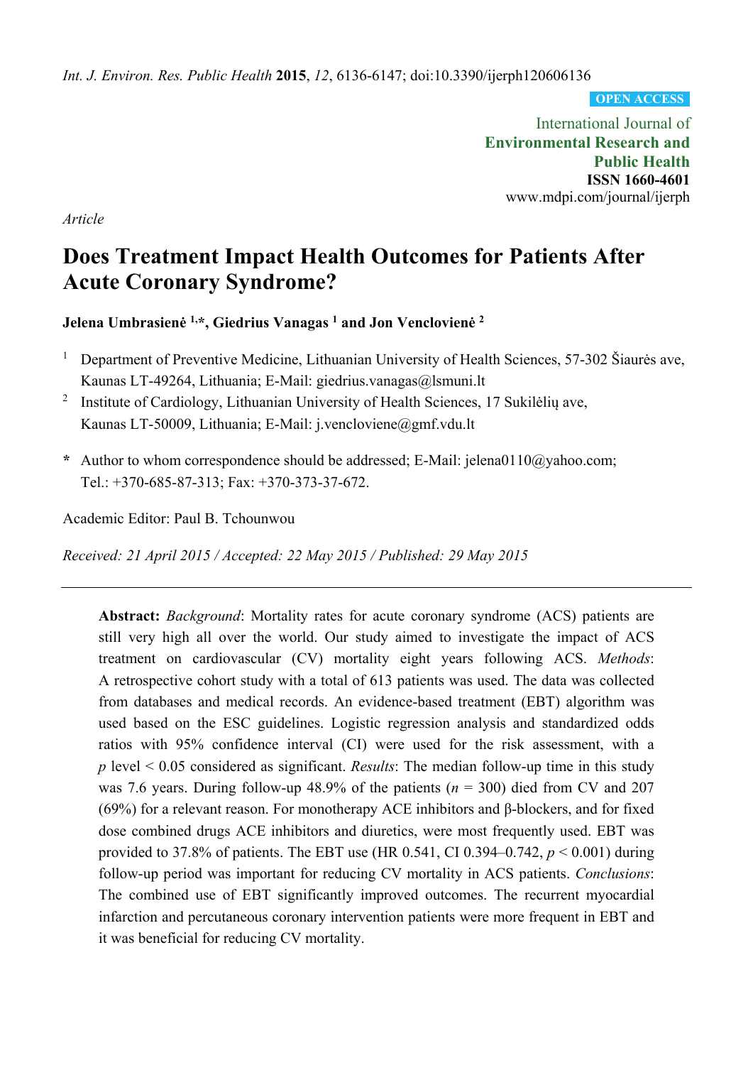*Article*

# Does Treatment Impact Health Outcomes for Patients After Acute Coronary Syndrome?

**Jelena Umbrasienė [1,*], Giedrius Vanagas [1] and Jon Venclovienė [2]**

[1] Department of Preventive Medicine, Lithuanian University of Health Sciences, 57-302 Šiaurės ave, Kaunas LT-49264, Lithuania; E-Mail: giedrius.vanagas@lsmuni.lt

[2] Institute of Cardiology, Lithuanian University of Health Sciences, 17 Sukilėlių ave, Kaunas LT-50009, Lithuania; E-Mail: j.vencloviene@gmf.vdu.lt

**\*** Author to whom correspondence should be addressed; E-Mail: jelena0110@yahoo.com; Tel.: +370-685-87-313; Fax: +370-373-37-672.

Academic Editor: Paul B. Tchounwou

*Received: 21 April 2015 / Accepted: 22 May 2015 / Published: 29 May 2015*

---

**Abstract:** *Background*: Mortality rates for acute coronary syndrome (ACS) patients are still very high all over the world. Our study aimed to investigate the impact of ACS treatment on cardiovascular (CV) mortality eight years following ACS. *Methods*: A retrospective cohort study with a total of 613 patients was used. The data was collected from databases and medical records. An evidence-based treatment (EBT) algorithm was used based on the ESC guidelines. Logistic regression analysis and standardized odds ratios with 95% confidence interval (CI) were used for the risk assessment, with a $p$ level < 0.05 considered as significant. *Results*: The median follow-up time in this study was 7.6 years. During follow-up 48.9% of the patients ($n$ = 300) died from CV and 207 (69%) for a relevant reason. For monotherapy ACE inhibitors and β-blockers, and for fixed dose combined drugs ACE inhibitors and diuretics, were most frequently used. EBT was provided to 37.8% of patients. The EBT use (HR 0.541, CI 0.394–0.742, $p$ < 0.001) during follow-up period was important for reducing CV mortality in ACS patients. *Conclusions*: The combined use of EBT significantly improved outcomes. The recurrent myocardial infarction and percutaneous coronary intervention patients were more frequent in EBT and it was beneficial for reducing CV mortality.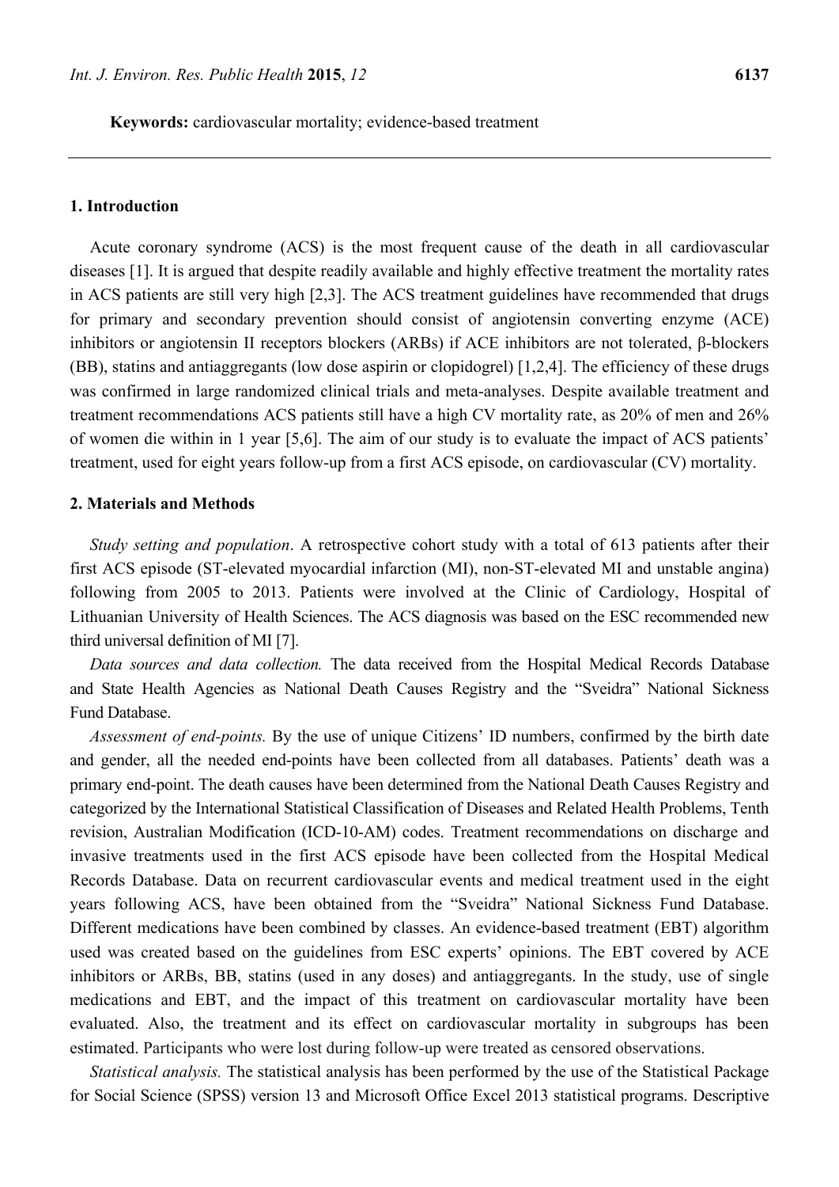**Keywords:** cardiovascular mortality; evidence-based treatment

## 1. Introduction

Acute coronary syndrome (ACS) is the most frequent cause of the death in all cardiovascular diseases [1]. It is argued that despite readily available and highly effective treatment the mortality rates in ACS patients are still very high [2,3]. The ACS treatment guidelines have recommended that drugs for primary and secondary prevention should consist of angiotensin converting enzyme (ACE) inhibitors or angiotensin II receptors blockers (ARBs) if ACE inhibitors are not tolerated, β-blockers (BB), statins and antiaggregants (low dose aspirin or clopidogrel) [1,2,4]. The efficiency of these drugs was confirmed in large randomized clinical trials and meta-analyses. Despite available treatment and treatment recommendations ACS patients still have a high CV mortality rate, as 20% of men and 26% of women die within in 1 year [5,6]. The aim of our study is to evaluate the impact of ACS patients' treatment, used for eight years follow-up from a first ACS episode, on cardiovascular (CV) mortality.

## 2. Materials and Methods

*Study setting and population*. A retrospective cohort study with a total of 613 patients after their first ACS episode (ST-elevated myocardial infarction (MI), non-ST-elevated MI and unstable angina) following from 2005 to 2013. Patients were involved at the Clinic of Cardiology, Hospital of Lithuanian University of Health Sciences. The ACS diagnosis was based on the ESC recommended new third universal definition of MI [7].

*Data sources and data collection.* The data received from the Hospital Medical Records Database and State Health Agencies as National Death Causes Registry and the "Sveidra" National Sickness Fund Database.

*Assessment of end-points.* By the use of unique Citizens' ID numbers, confirmed by the birth date and gender, all the needed end-points have been collected from all databases. Patients' death was a primary end-point. The death causes have been determined from the National Death Causes Registry and categorized by the International Statistical Classification of Diseases and Related Health Problems, Tenth revision, Australian Modification (ICD-10-AM) codes. Treatment recommendations on discharge and invasive treatments used in the first ACS episode have been collected from the Hospital Medical Records Database. Data on recurrent cardiovascular events and medical treatment used in the eight years following ACS, have been obtained from the "Sveidra" National Sickness Fund Database. Different medications have been combined by classes. An evidence-based treatment (EBT) algorithm used was created based on the guidelines from ESC experts' opinions. The EBT covered by ACE inhibitors or ARBs, BB, statins (used in any doses) and antiaggregants. In the study, use of single medications and EBT, and the impact of this treatment on cardiovascular mortality have been evaluated. Also, the treatment and its effect on cardiovascular mortality in subgroups has been estimated. Participants who were lost during follow-up were treated as censored observations.

*Statistical analysis.* The statistical analysis has been performed by the use of the Statistical Package for Social Science (SPSS) version 13 and Microsoft Office Excel 2013 statistical programs. Descriptive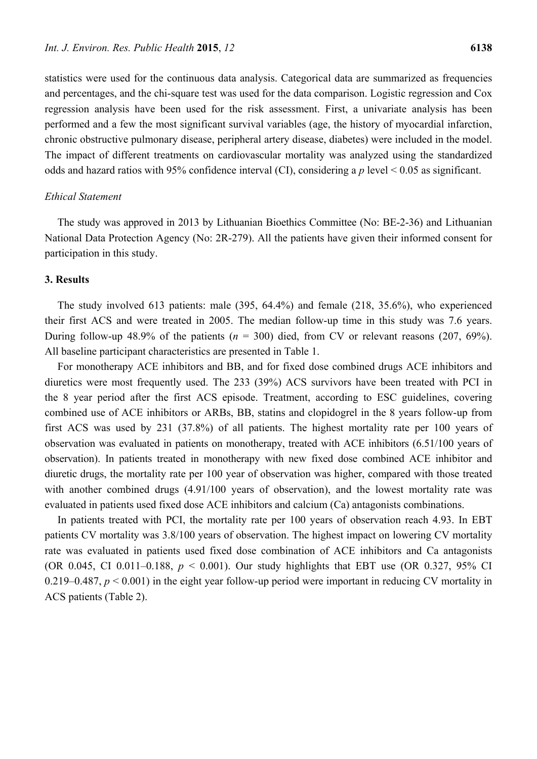statistics were used for the continuous data analysis. Categorical data are summarized as frequencies and percentages, and the chi-square test was used for the data comparison. Logistic regression and Cox regression analysis have been used for the risk assessment. First, a univariate analysis has been performed and a few the most significant survival variables (age, the history of myocardial infarction, chronic obstructive pulmonary disease, peripheral artery disease, diabetes) were included in the model. The impact of different treatments on cardiovascular mortality was analyzed using the standardized odds and hazard ratios with 95% confidence interval (CI), considering a $p$ level < 0.05 as significant.

*Ethical Statement*

The study was approved in 2013 by Lithuanian Bioethics Committee (No: BE-2-36) and Lithuanian National Data Protection Agency (No: 2R-279). All the patients have given their informed consent for participation in this study.

## 3. Results

The study involved 613 patients: male (395, 64.4%) and female (218, 35.6%), who experienced their first ACS and were treated in 2005. The median follow-up time in this study was 7.6 years. During follow-up 48.9% of the patients ($n$ = 300) died, from CV or relevant reasons (207, 69%). All baseline participant characteristics are presented in Table 1.

For monotherapy ACE inhibitors and BB, and for fixed dose combined drugs ACE inhibitors and diuretics were most frequently used. The 233 (39%) ACS survivors have been treated with PCI in the 8 year period after the first ACS episode. Treatment, according to ESC guidelines, covering combined use of ACE inhibitors or ARBs, BB, statins and clopidogrel in the 8 years follow-up from first ACS was used by 231 (37.8%) of all patients. The highest mortality rate per 100 years of observation was evaluated in patients on monotherapy, treated with ACE inhibitors (6.51/100 years of observation). In patients treated in monotherapy with new fixed dose combined ACE inhibitor and diuretic drugs, the mortality rate per 100 year of observation was higher, compared with those treated with another combined drugs (4.91/100 years of observation), and the lowest mortality rate was evaluated in patients used fixed dose ACE inhibitors and calcium (Ca) antagonists combinations.

In patients treated with PCI, the mortality rate per 100 years of observation reach 4.93. In EBT patients CV mortality was 3.8/100 years of observation. The highest impact on lowering CV mortality rate was evaluated in patients used fixed dose combination of ACE inhibitors and Ca antagonists (OR 0.045, CI 0.011–0.188, $p$ < 0.001). Our study highlights that EBT use (OR 0.327, 95% CI 0.219–0.487, $p$ < 0.001) in the eight year follow-up period were important in reducing CV mortality in ACS patients (Table 2).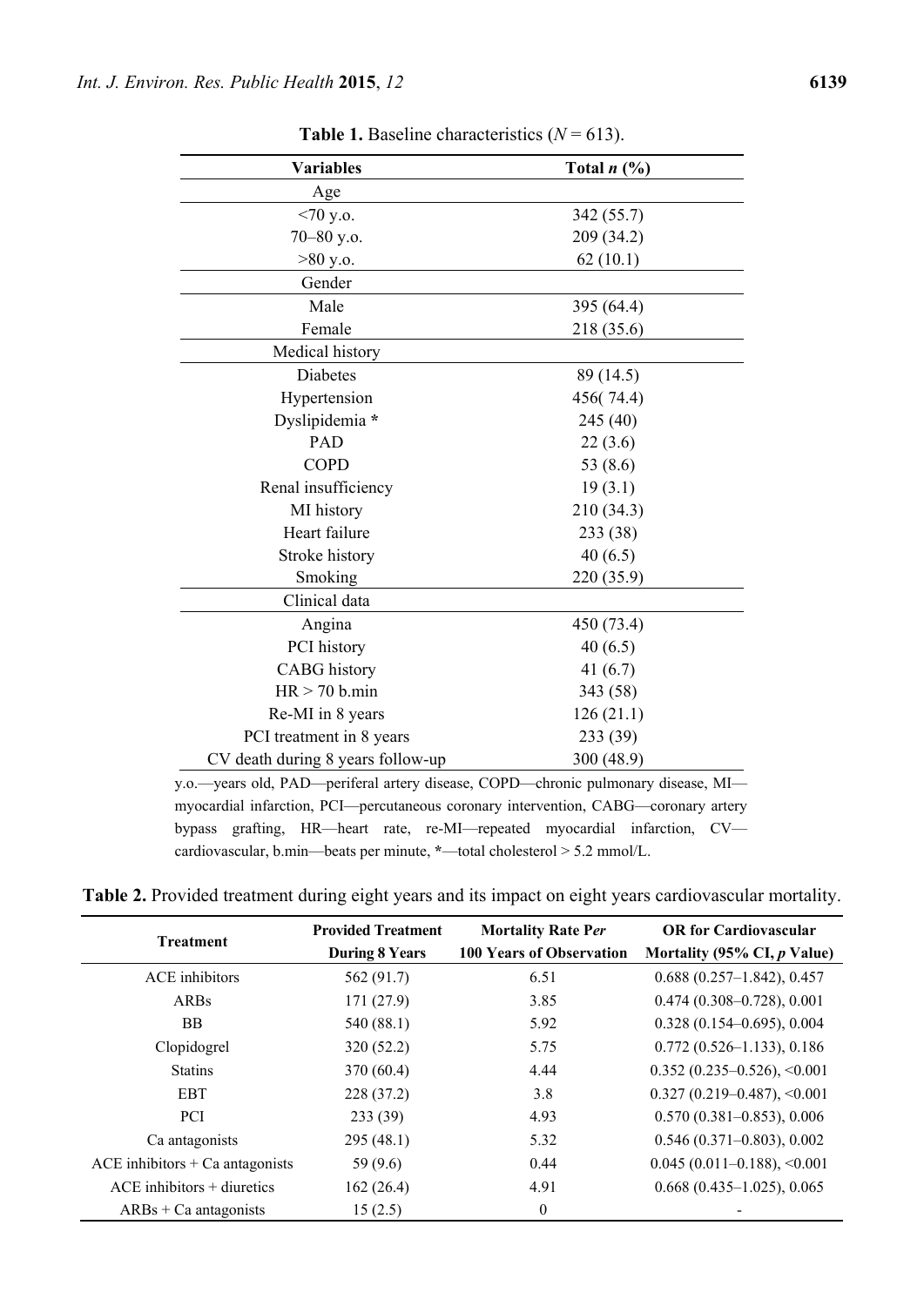**Table 1.** Baseline characteristics ($N$ = 613).

| Variables | Total $n$ (%) |
|---|---|
| Age | |
| <70 y.o. | 342 (55.7) |
| 70–80 y.o. | 209 (34.2) |
| >80 y.o. | 62 (10.1) |
| Gender | |
| Male | 395 (64.4) |
| Female | 218 (35.6) |
| Medical history | |
| Diabetes | 89 (14.5) |
| Hypertension | 456( 74.4) |
| Dyslipidemia * | 245 (40) |
| PAD | 22 (3.6) |
| COPD | 53 (8.6) |
| Renal insufficiency | 19 (3.1) |
| MI history | 210 (34.3) |
| Heart failure | 233 (38) |
| Stroke history | 40 (6.5) |
| Smoking | 220 (35.9) |
| Clinical data | |
| Angina | 450 (73.4) |
| PCI history | 40 (6.5) |
| CABG history | 41 (6.7) |
| HR > 70 b.min | 343 (58) |
| Re-MI in 8 years | 126 (21.1) |
| PCI treatment in 8 years | 233 (39) |
| CV death during 8 years follow-up | 300 (48.9) |

y.o.—years old, PAD—periferal artery disease, COPD—chronic pulmonary disease, MI—myocardial infarction, PCI—percutaneous coronary intervention, CABG—coronary artery bypass grafting, HR—heart rate, re-MI—repeated myocardial infarction, CV—cardiovascular, b.min—beats per minute, *—total cholesterol > 5.2 mmol/L.

**Table 2.** Provided treatment during eight years and its impact on eight years cardiovascular mortality.

| Treatment | Provided Treatment During 8 Years | Mortality Rate Per 100 Years of Observation | OR for Cardiovascular Mortality (95% CI, $p$ Value) |
|---|---|---|---|
| ACE inhibitors | 562 (91.7) | 6.51 | 0.688 (0.257–1.842), 0.457 |
| ARBs | 171 (27.9) | 3.85 | 0.474 (0.308–0.728), 0.001 |
| BB | 540 (88.1) | 5.92 | 0.328 (0.154–0.695), 0.004 |
| Clopidogrel | 320 (52.2) | 5.75 | 0.772 (0.526–1.133), 0.186 |
| Statins | 370 (60.4) | 4.44 | 0.352 (0.235–0.526), <0.001 |
| EBT | 228 (37.2) | 3.8 | 0.327 (0.219–0.487), <0.001 |
| PCI | 233 (39) | 4.93 | 0.570 (0.381–0.853), 0.006 |
| Ca antagonists | 295 (48.1) | 5.32 | 0.546 (0.371–0.803), 0.002 |
| ACE inhibitors + Ca antagonists | 59 (9.6) | 0.44 | 0.045 (0.011–0.188), <0.001 |
| ACE inhibitors + diuretics | 162 (26.4) | 4.91 | 0.668 (0.435–1.025), 0.065 |
| ARBs + Ca antagonists | 15 (2.5) | 0 | - |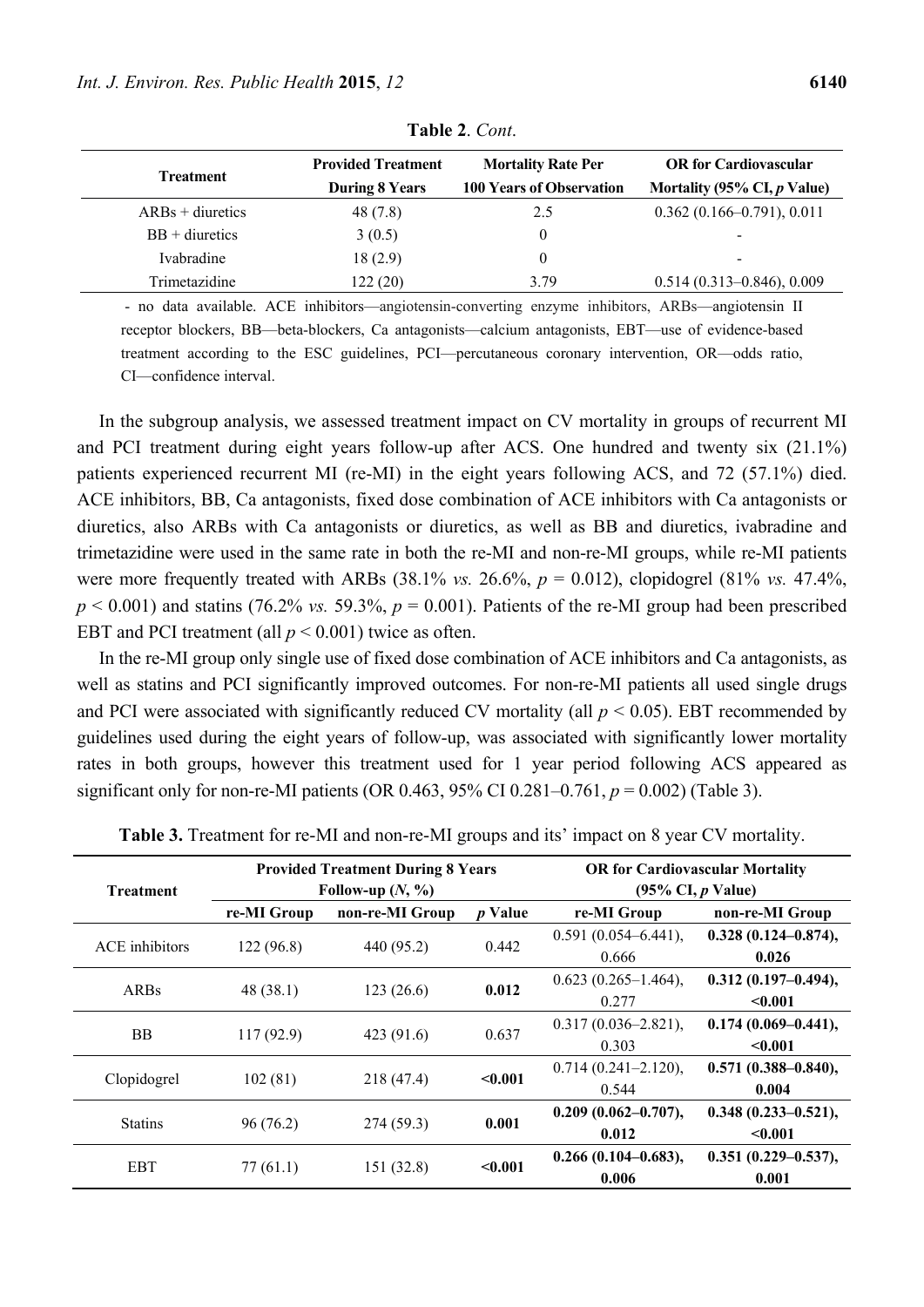**Table 2**. *Cont*.

| Treatment | Provided Treatment During 8 Years | Mortality Rate Per 100 Years of Observation | OR for Cardiovascular Mortality (95% CI, *p* Value) |
|---|---|---|---|
| ARBs + diuretics | 48 (7.8) | 2.5 | 0.362 (0.166–0.791), 0.011 |
| BB + diuretics | 3 (0.5) | 0 | - |
| Ivabradine | 18 (2.9) | 0 | - |
| Trimetazidine | 122 (20) | 3.79 | 0.514 (0.313–0.846), 0.009 |

- no data available. ACE inhibitors—angiotensin-converting enzyme inhibitors, ARBs—angiotensin II receptor blockers, BB—beta-blockers, Ca antagonists—calcium antagonists, EBT—use of evidence-based treatment according to the ESC guidelines, PCI—percutaneous coronary intervention, OR—odds ratio, CI—confidence interval.

In the subgroup analysis, we assessed treatment impact on CV mortality in groups of recurrent MI and PCI treatment during eight years follow-up after ACS. One hundred and twenty six (21.1%) patients experienced recurrent MI (re-MI) in the eight years following ACS, and 72 (57.1%) died. ACE inhibitors, BB, Ca antagonists, fixed dose combination of ACE inhibitors with Ca antagonists or diuretics, also ARBs with Ca antagonists or diuretics, as well as BB and diuretics, ivabradine and trimetazidine were used in the same rate in both the re-MI and non-re-MI groups, while re-MI patients were more frequently treated with ARBs (38.1% *vs.* 26.6%, $p = 0.012$), clopidogrel (81% *vs.* 47.4%, $p < 0.001$) and statins (76.2% *vs.* 59.3%, $p = 0.001$). Patients of the re-MI group had been prescribed EBT and PCI treatment (all $p < 0.001$) twice as often.

In the re-MI group only single use of fixed dose combination of ACE inhibitors and Ca antagonists, as well as statins and PCI significantly improved outcomes. For non-re-MI patients all used single drugs and PCI were associated with significantly reduced CV mortality (all $p < 0.05$). EBT recommended by guidelines used during the eight years of follow-up, was associated with significantly lower mortality rates in both groups, however this treatment used for 1 year period following ACS appeared as significant only for non-re-MI patients (OR 0.463, 95% CI 0.281–0.761, $p = 0.002$) (Table 3).

**Table 3.** Treatment for re-MI and non-re-MI groups and its' impact on 8 year CV mortality.

| Treatment | Provided Treatment During 8 Years Follow-up (*N*, %) | | | OR for Cardiovascular Mortality (95% CI, *p* Value) | |
|---|---|---|---|---|---|
| | re-MI Group | non-re-MI Group | *p* Value | re-MI Group | non-re-MI Group |
| ACE inhibitors | 122 (96.8) | 440 (95.2) | 0.442 | 0.591 (0.054–6.441), 0.666 | **0.328 (0.124–0.874), 0.026** |
| ARBs | 48 (38.1) | 123 (26.6) | **0.012** | 0.623 (0.265–1.464), 0.277 | **0.312 (0.197–0.494), <0.001** |
| BB | 117 (92.9) | 423 (91.6) | 0.637 | 0.317 (0.036–2.821), 0.303 | **0.174 (0.069–0.441), <0.001** |
| Clopidogrel | 102 (81) | 218 (47.4) | **<0.001** | 0.714 (0.241–2.120), 0.544 | **0.571 (0.388–0.840), 0.004** |
| Statins | 96 (76.2) | 274 (59.3) | **0.001** | **0.209 (0.062–0.707), 0.012** | **0.348 (0.233–0.521), <0.001** |
| EBT | 77 (61.1) | 151 (32.8) | **<0.001** | **0.266 (0.104–0.683), 0.006** | **0.351 (0.229–0.537), 0.001** |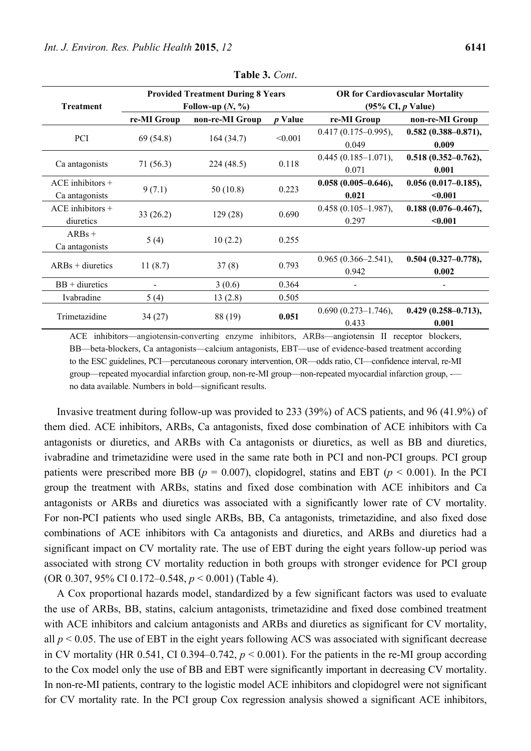**Table 3.** *Cont*.

| Treatment | Provided Treatment During 8 Years Follow-up (*N*, %) | | | OR for Cardiovascular Mortality (95% CI, *p* Value) | |
|---|---|---|---|---|---|
| | re-MI Group | non-re-MI Group | *p* Value | re-MI Group | non-re-MI Group |
| PCI | 69 (54.8) | 164 (34.7) | <0.001 | 0.417 (0.175–0.995), 0.049 | **0.582 (0.388–0.871), 0.009** |
| Ca antagonists | 71 (56.3) | 224 (48.5) | 0.118 | 0.445 (0.185–1.071), 0.071 | **0.518 (0.352–0.762), 0.001** |
| ACE inhibitors + Ca antagonists | 9 (7.1) | 50 (10.8) | 0.223 | **0.058 (0.005–0.646), 0.021** | **0.056 (0.017–0.185), <0.001** |
| ACE inhibitors + diuretics | 33 (26.2) | 129 (28) | 0.690 | 0.458 (0.105–1.987), 0.297 | **0.188 (0.076–0.467), <0.001** |
| ARBs + Ca antagonists | 5 (4) | 10 (2.2) | 0.255 | | |
| ARBs + diuretics | 11 (8.7) | 37 (8) | 0.793 | 0.965 (0.366–2.541), 0.942 | **0.504 (0.327–0.778), 0.002** |
| BB + diuretics | - | 3 (0.6) | 0.364 | - | - |
| Ivabradine | 5 (4) | 13 (2.8) | 0.505 | | |
| Trimetazidine | 34 (27) | 88 (19) | **0.051** | 0.690 (0.273–1.746), 0.433 | **0.429 (0.258–0.713), 0.001** |

ACE inhibitors—angiotensin-converting enzyme inhibitors, ARBs—angiotensin II receptor blockers, BB—beta-blockers, Ca antagonists—calcium antagonists, EBT—use of evidence-based treatment according to the ESC guidelines, PCI—percutaneous coronary intervention, OR—odds ratio, CI—confidence interval, re-MI group—repeated myocardial infarction group, non-re-MI group—non-repeated myocardial infarction group, -— no data available. Numbers in bold—significant results.

Invasive treatment during follow-up was provided to 233 (39%) of ACS patients, and 96 (41.9%) of them died. ACE inhibitors, ARBs, Ca antagonists, fixed dose combination of ACE inhibitors with Ca antagonists or diuretics, and ARBs with Ca antagonists or diuretics, as well as BB and diuretics, ivabradine and trimetazidine were used in the same rate both in PCI and non-PCI groups. PCI group patients were prescribed more BB ($p$ = 0.007), clopidogrel, statins and EBT ($p < 0.001$). In the PCI group the treatment with ARBs, statins and fixed dose combination with ACE inhibitors and Ca antagonists or ARBs and diuretics was associated with a significantly lower rate of CV mortality. For non-PCI patients who used single ARBs, BB, Ca antagonists, trimetazidine, and also fixed dose combinations of ACE inhibitors with Ca antagonists and diuretics, and ARBs and diuretics had a significant impact on CV mortality rate. The use of EBT during the eight years follow-up period was associated with strong CV mortality reduction in both groups with stronger evidence for PCI group (OR 0.307, 95% CI 0.172–0.548, $p < 0.001$) (Table 4).

A Cox proportional hazards model, standardized by a few significant factors was used to evaluate the use of ARBs, BB, statins, calcium antagonists, trimetazidine and fixed dose combined treatment with ACE inhibitors and calcium antagonists and ARBs and diuretics as significant for CV mortality, all $p < 0.05$. The use of EBT in the eight years following ACS was associated with significant decrease in CV mortality (HR 0.541, CI 0.394–0.742, $p < 0.001$). For the patients in the re-MI group according to the Cox model only the use of BB and EBT were significantly important in decreasing CV mortality. In non-re-MI patients, contrary to the logistic model ACE inhibitors and clopidogrel were not significant for CV mortality rate. In the PCI group Cox regression analysis showed a significant ACE inhibitors,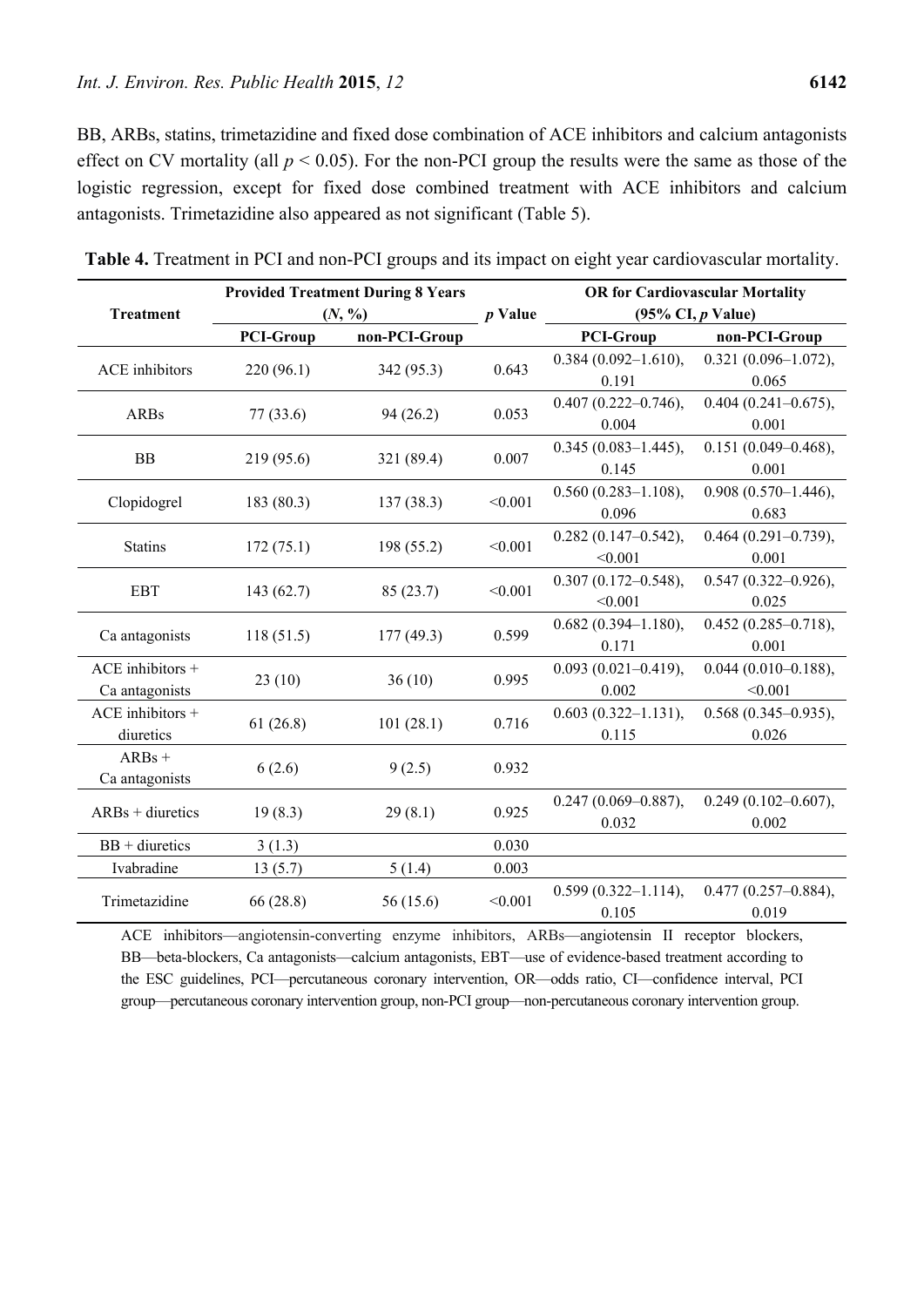BB, ARBs, statins, trimetazidine and fixed dose combination of ACE inhibitors and calcium antagonists effect on CV mortality (all $p < 0.05$). For the non-PCI group the results were the same as those of the logistic regression, except for fixed dose combined treatment with ACE inhibitors and calcium antagonists. Trimetazidine also appeared as not significant (Table 5).

**Table 4.** Treatment in PCI and non-PCI groups and its impact on eight year cardiovascular mortality.

| Treatment | Provided Treatment During 8 Years (*N*, %) | | *p* Value | OR for Cardiovascular Mortality (95% CI, *p* Value) | |
|---|---|---|---|---|---|
| | PCI-Group | non-PCI-Group | | PCI-Group | non-PCI-Group |
| ACE inhibitors | 220 (96.1) | 342 (95.3) | 0.643 | 0.384 (0.092–1.610), 0.191 | 0.321 (0.096–1.072), 0.065 |
| ARBs | 77 (33.6) | 94 (26.2) | 0.053 | 0.407 (0.222–0.746), 0.004 | 0.404 (0.241–0.675), 0.001 |
| BB | 219 (95.6) | 321 (89.4) | 0.007 | 0.345 (0.083–1.445), 0.145 | 0.151 (0.049–0.468), 0.001 |
| Clopidogrel | 183 (80.3) | 137 (38.3) | <0.001 | 0.560 (0.283–1.108), 0.096 | 0.908 (0.570–1.446), 0.683 |
| Statins | 172 (75.1) | 198 (55.2) | <0.001 | 0.282 (0.147–0.542), <0.001 | 0.464 (0.291–0.739), 0.001 |
| EBT | 143 (62.7) | 85 (23.7) | <0.001 | 0.307 (0.172–0.548), <0.001 | 0.547 (0.322–0.926), 0.025 |
| Ca antagonists | 118 (51.5) | 177 (49.3) | 0.599 | 0.682 (0.394–1.180), 0.171 | 0.452 (0.285–0.718), 0.001 |
| ACE inhibitors + Ca antagonists | 23 (10) | 36 (10) | 0.995 | 0.093 (0.021–0.419), 0.002 | 0.044 (0.010–0.188), <0.001 |
| ACE inhibitors + diuretics | 61 (26.8) | 101 (28.1) | 0.716 | 0.603 (0.322–1.131), 0.115 | 0.568 (0.345–0.935), 0.026 |
| ARBs + Ca antagonists | 6 (2.6) | 9 (2.5) | 0.932 | | |
| ARBs + diuretics | 19 (8.3) | 29 (8.1) | 0.925 | 0.247 (0.069–0.887), 0.032 | 0.249 (0.102–0.607), 0.002 |
| BB + diuretics | 3 (1.3) | | 0.030 | | |
| Ivabradine | 13 (5.7) | 5 (1.4) | 0.003 | | |
| Trimetazidine | 66 (28.8) | 56 (15.6) | <0.001 | 0.599 (0.322–1.114), 0.105 | 0.477 (0.257–0.884), 0.019 |

ACE inhibitors—angiotensin-converting enzyme inhibitors, ARBs—angiotensin II receptor blockers, BB—beta-blockers, Ca antagonists—calcium antagonists, EBT—use of evidence-based treatment according to the ESC guidelines, PCI—percutaneous coronary intervention, OR—odds ratio, CI—confidence interval, PCI group—percutaneous coronary intervention group, non-PCI group—non-percutaneous coronary intervention group.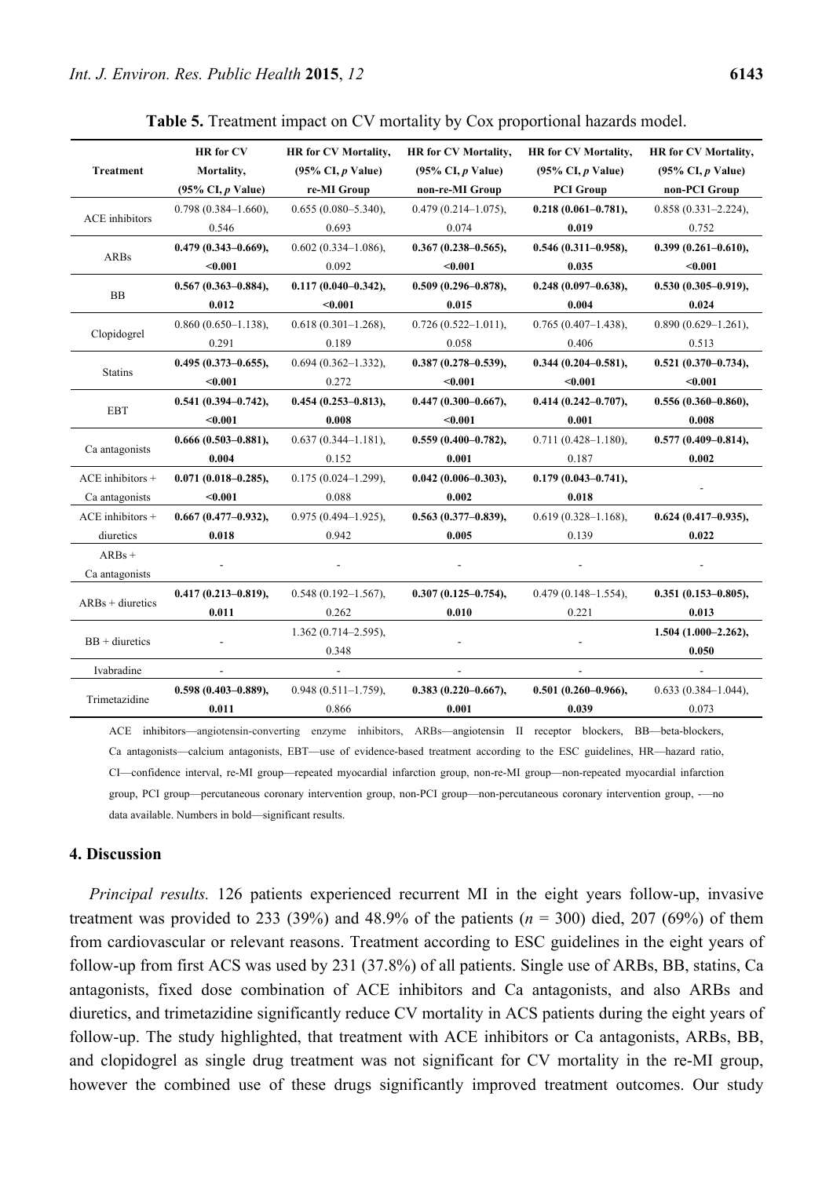**Table 5.** Treatment impact on CV mortality by Cox proportional hazards model.

| Treatment | HR for CV Mortality, (95% CI, $p$ Value) | HR for CV Mortality, (95% CI, $p$ Value) re-MI Group | HR for CV Mortality, (95% CI, $p$ Value) non-re-MI Group | HR for CV Mortality, (95% CI, $p$ Value) PCI Group | HR for CV Mortality, (95% CI, $p$ Value) non-PCI Group |
|---|---|---|---|---|---|
| ACE inhibitors | 0.798 (0.384–1.660), 0.546 | 0.655 (0.080–5.340), 0.693 | 0.479 (0.214–1.075), 0.074 | **0.218 (0.061–0.781), 0.019** | 0.858 (0.331–2.224), 0.752 |
| ARBs | **0.479 (0.343–0.669), <0.001** | 0.602 (0.334–1.086), 0.092 | **0.367 (0.238–0.565), <0.001** | **0.546 (0.311–0.958), 0.035** | **0.399 (0.261–0.610), <0.001** |
| BB | **0.567 (0.363–0.884), 0.012** | **0.117 (0.040–0.342), <0.001** | **0.509 (0.296–0.878), 0.015** | **0.248 (0.097–0.638), 0.004** | **0.530 (0.305–0.919), 0.024** |
| Clopidogrel | 0.860 (0.650–1.138), 0.291 | 0.618 (0.301–1.268), 0.189 | 0.726 (0.522–1.011), 0.058 | 0.765 (0.407–1.438), 0.406 | 0.890 (0.629–1.261), 0.513 |
| Statins | **0.495 (0.373–0.655), <0.001** | 0.694 (0.362–1.332), 0.272 | **0.387 (0.278–0.539), <0.001** | **0.344 (0.204–0.581), <0.001** | **0.521 (0.370–0.734), <0.001** |
| EBT | **0.541 (0.394–0.742), <0.001** | **0.454 (0.253–0.813), 0.008** | **0.447 (0.300–0.667), <0.001** | **0.414 (0.242–0.707), 0.001** | **0.556 (0.360–0.860), 0.008** |
| Ca antagonists | **0.666 (0.503–0.881), 0.004** | 0.637 (0.344–1.181), 0.152 | **0.559 (0.400–0.782), 0.001** | 0.711 (0.428–1.180), 0.187 | **0.577 (0.409–0.814), 0.002** |
| ACE inhibitors + Ca antagonists | **0.071 (0.018–0.285), <0.001** | 0.175 (0.024–1.299), 0.088 | **0.042 (0.006–0.303), 0.002** | **0.179 (0.043–0.741), 0.018** | - |
| ACE inhibitors + diuretics | **0.667 (0.477–0.932), 0.018** | 0.975 (0.494–1.925), 0.942 | **0.563 (0.377–0.839), 0.005** | 0.619 (0.328–1.168), 0.139 | **0.624 (0.417–0.935), 0.022** |
| ARBs + Ca antagonists | - | - | - | - | - |
| ARBs + diuretics | **0.417 (0.213–0.819), 0.011** | 0.548 (0.192–1.567), 0.262 | **0.307 (0.125–0.754), 0.010** | 0.479 (0.148–1.554), 0.221 | **0.351 (0.153–0.805), 0.013** |
| BB + diuretics | - | 1.362 (0.714–2.595), 0.348 | - | - | **1.504 (1.000–2.262), 0.050** |
| Ivabradine | - | - | - | - | - |
| Trimetazidine | **0.598 (0.403–0.889), 0.011** | 0.948 (0.511–1.759), 0.866 | **0.383 (0.220–0.667), 0.001** | **0.501 (0.260–0.966), 0.039** | 0.633 (0.384–1.044), 0.073 |

ACE inhibitors—angiotensin-converting enzyme inhibitors, ARBs—angiotensin II receptor blockers, BB—beta-blockers, Ca antagonists—calcium antagonists, EBT—use of evidence-based treatment according to the ESC guidelines, HR—hazard ratio, CI—confidence interval, re-MI group—repeated myocardial infarction group, non-re-MI group—non-repeated myocardial infarction group, PCI group—percutaneous coronary intervention group, non-PCI group—non-percutaneous coronary intervention group, -—no data available. Numbers in bold—significant results.

## 4. Discussion

*Principal results.* 126 patients experienced recurrent MI in the eight years follow-up, invasive treatment was provided to 233 (39%) and 48.9% of the patients ($n$ = 300) died, 207 (69%) of them from cardiovascular or relevant reasons. Treatment according to ESC guidelines in the eight years of follow-up from first ACS was used by 231 (37.8%) of all patients. Single use of ARBs, BB, statins, Ca antagonists, fixed dose combination of ACE inhibitors and Ca antagonists, and also ARBs and diuretics, and trimetazidine significantly reduce CV mortality in ACS patients during the eight years of follow-up. The study highlighted, that treatment with ACE inhibitors or Ca antagonists, ARBs, BB, and clopidogrel as single drug treatment was not significant for CV mortality in the re-MI group, however the combined use of these drugs significantly improved treatment outcomes. Our study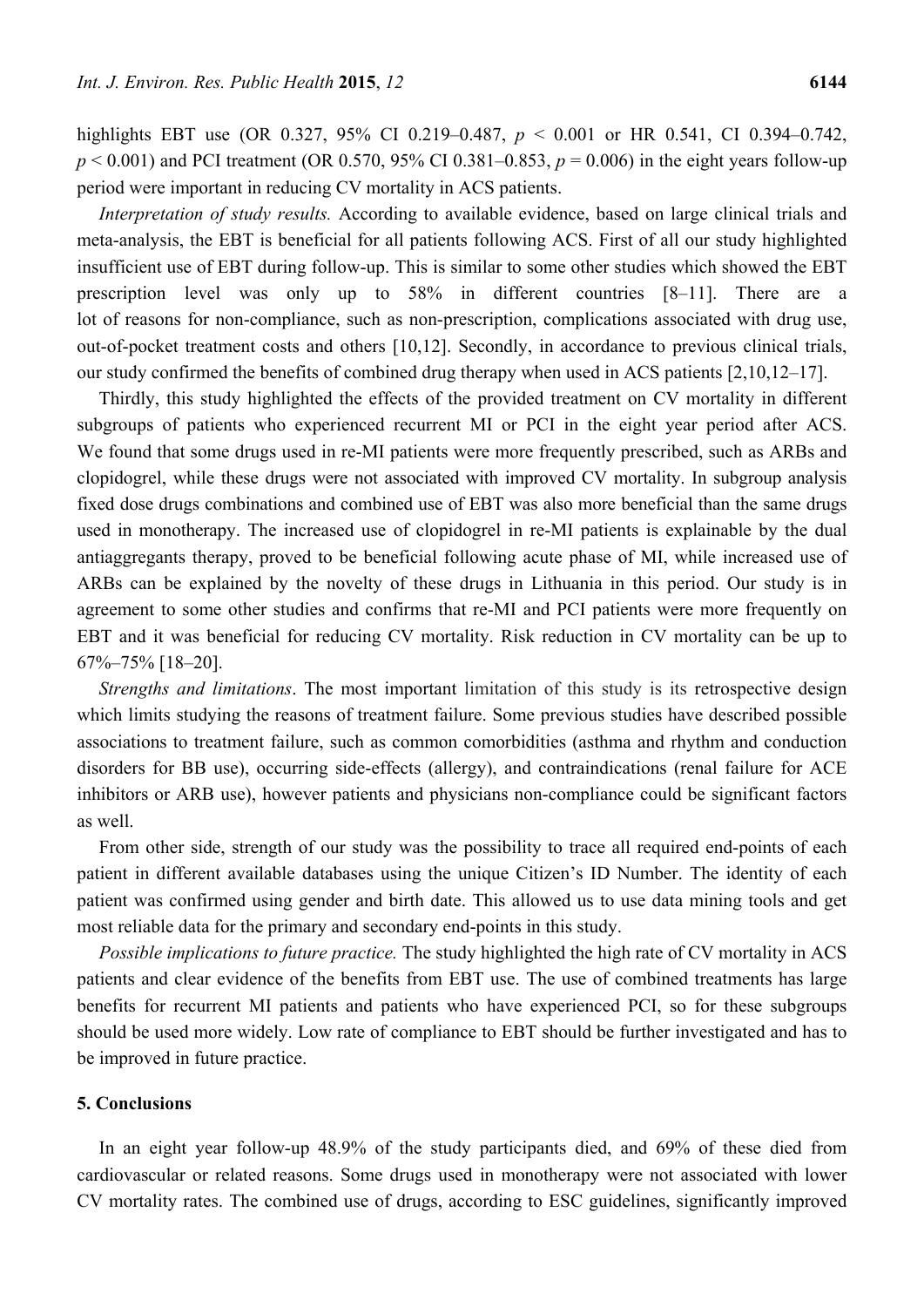highlights EBT use (OR 0.327, 95% CI 0.219–0.487, $p < 0.001$ or HR 0.541, CI 0.394–0.742, $p < 0.001$) and PCI treatment (OR 0.570, 95% CI 0.381–0.853, $p = 0.006$) in the eight years follow-up period were important in reducing CV mortality in ACS patients.

*Interpretation of study results.* According to available evidence, based on large clinical trials and meta-analysis, the EBT is beneficial for all patients following ACS. First of all our study highlighted insufficient use of EBT during follow-up. This is similar to some other studies which showed the EBT prescription level was only up to 58% in different countries [8–11]. There are a lot of reasons for non-compliance, such as non-prescription, complications associated with drug use, out-of-pocket treatment costs and others [10,12]. Secondly, in accordance to previous clinical trials, our study confirmed the benefits of combined drug therapy when used in ACS patients [2,10,12–17].

Thirdly, this study highlighted the effects of the provided treatment on CV mortality in different subgroups of patients who experienced recurrent MI or PCI in the eight year period after ACS. We found that some drugs used in re-MI patients were more frequently prescribed, such as ARBs and clopidogrel, while these drugs were not associated with improved CV mortality. In subgroup analysis fixed dose drugs combinations and combined use of EBT was also more beneficial than the same drugs used in monotherapy. The increased use of clopidogrel in re-MI patients is explainable by the dual antiaggregants therapy, proved to be beneficial following acute phase of MI, while increased use of ARBs can be explained by the novelty of these drugs in Lithuania in this period. Our study is in agreement to some other studies and confirms that re-MI and PCI patients were more frequently on EBT and it was beneficial for reducing CV mortality. Risk reduction in CV mortality can be up to 67%–75% [18–20].

*Strengths and limitations*. The most important limitation of this study is its retrospective design which limits studying the reasons of treatment failure. Some previous studies have described possible associations to treatment failure, such as common comorbidities (asthma and rhythm and conduction disorders for BB use), occurring side-effects (allergy), and contraindications (renal failure for ACE inhibitors or ARB use), however patients and physicians non-compliance could be significant factors as well.

From other side, strength of our study was the possibility to trace all required end-points of each patient in different available databases using the unique Citizen's ID Number. The identity of each patient was confirmed using gender and birth date. This allowed us to use data mining tools and get most reliable data for the primary and secondary end-points in this study.

*Possible implications to future practice.* The study highlighted the high rate of CV mortality in ACS patients and clear evidence of the benefits from EBT use. The use of combined treatments has large benefits for recurrent MI patients and patients who have experienced PCI, so for these subgroups should be used more widely. Low rate of compliance to EBT should be further investigated and has to be improved in future practice.

## 5. Conclusions

In an eight year follow-up 48.9% of the study participants died, and 69% of these died from cardiovascular or related reasons. Some drugs used in monotherapy were not associated with lower CV mortality rates. The combined use of drugs, according to ESC guidelines, significantly improved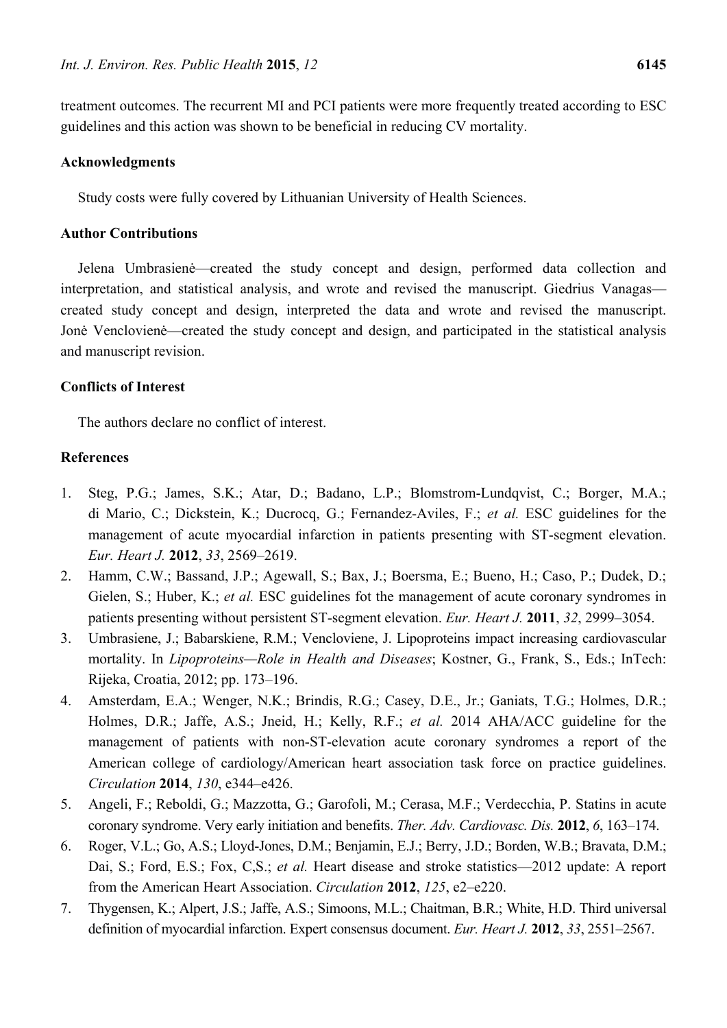treatment outcomes. The recurrent MI and PCI patients were more frequently treated according to ESC guidelines and this action was shown to be beneficial in reducing CV mortality.

## Acknowledgments

Study costs were fully covered by Lithuanian University of Health Sciences.

## Author Contributions

Jelena Umbrasienė—created the study concept and design, performed data collection and interpretation, and statistical analysis, and wrote and revised the manuscript. Giedrius Vanagas—created study concept and design, interpreted the data and wrote and revised the manuscript. Jonė Venclovienė—created the study concept and design, and participated in the statistical analysis and manuscript revision.

## Conflicts of Interest

The authors declare no conflict of interest.

## References

1. Steg, P.G.; James, S.K.; Atar, D.; Badano, L.P.; Blomstrom-Lundqvist, C.; Borger, M.A.; di Mario, C.; Dickstein, K.; Ducrocq, G.; Fernandez-Aviles, F.; *et al.* ESC guidelines for the management of acute myocardial infarction in patients presenting with ST-segment elevation. *Eur. Heart J.* **2012**, *33*, 2569–2619.
2. Hamm, C.W.; Bassand, J.P.; Agewall, S.; Bax, J.; Boersma, E.; Bueno, H.; Caso, P.; Dudek, D.; Gielen, S.; Huber, K.; *et al.* ESC guidelines fot the management of acute coronary syndromes in patients presenting without persistent ST-segment elevation. *Eur. Heart J.* **2011**, *32*, 2999–3054.
3. Umbrasiene, J.; Babarskiene, R.M.; Vencloviene, J. Lipoproteins impact increasing cardiovascular mortality. In *Lipoproteins—Role in Health and Diseases*; Kostner, G., Frank, S., Eds.; InTech: Rijeka, Croatia, 2012; pp. 173–196.
4. Amsterdam, E.A.; Wenger, N.K.; Brindis, R.G.; Casey, D.E., Jr.; Ganiats, T.G.; Holmes, D.R.; Holmes, D.R.; Jaffe, A.S.; Jneid, H.; Kelly, R.F.; *et al.* 2014 AHA/ACC guideline for the management of patients with non-ST-elevation acute coronary syndromes a report of the American college of cardiology/American heart association task force on practice guidelines. *Circulation* **2014**, *130*, e344–e426.
5. Angeli, F.; Reboldi, G.; Mazzotta, G.; Garofoli, M.; Cerasa, M.F.; Verdecchia, P. Statins in acute coronary syndrome. Very early initiation and benefits. *Ther. Adv. Cardiovasc. Dis.* **2012**, *6*, 163–174.
6. Roger, V.L.; Go, A.S.; Lloyd-Jones, D.M.; Benjamin, E.J.; Berry, J.D.; Borden, W.B.; Bravata, D.M.; Dai, S.; Ford, E.S.; Fox, C,S.; *et al.* Heart disease and stroke statistics—2012 update: A report from the American Heart Association. *Circulation* **2012**, *125*, e2–e220.
7. Thygensen, K.; Alpert, J.S.; Jaffe, A.S.; Simoons, M.L.; Chaitman, B.R.; White, H.D. Third universal definition of myocardial infarction. Expert consensus document. *Eur. Heart J.* **2012**, *33*, 2551–2567.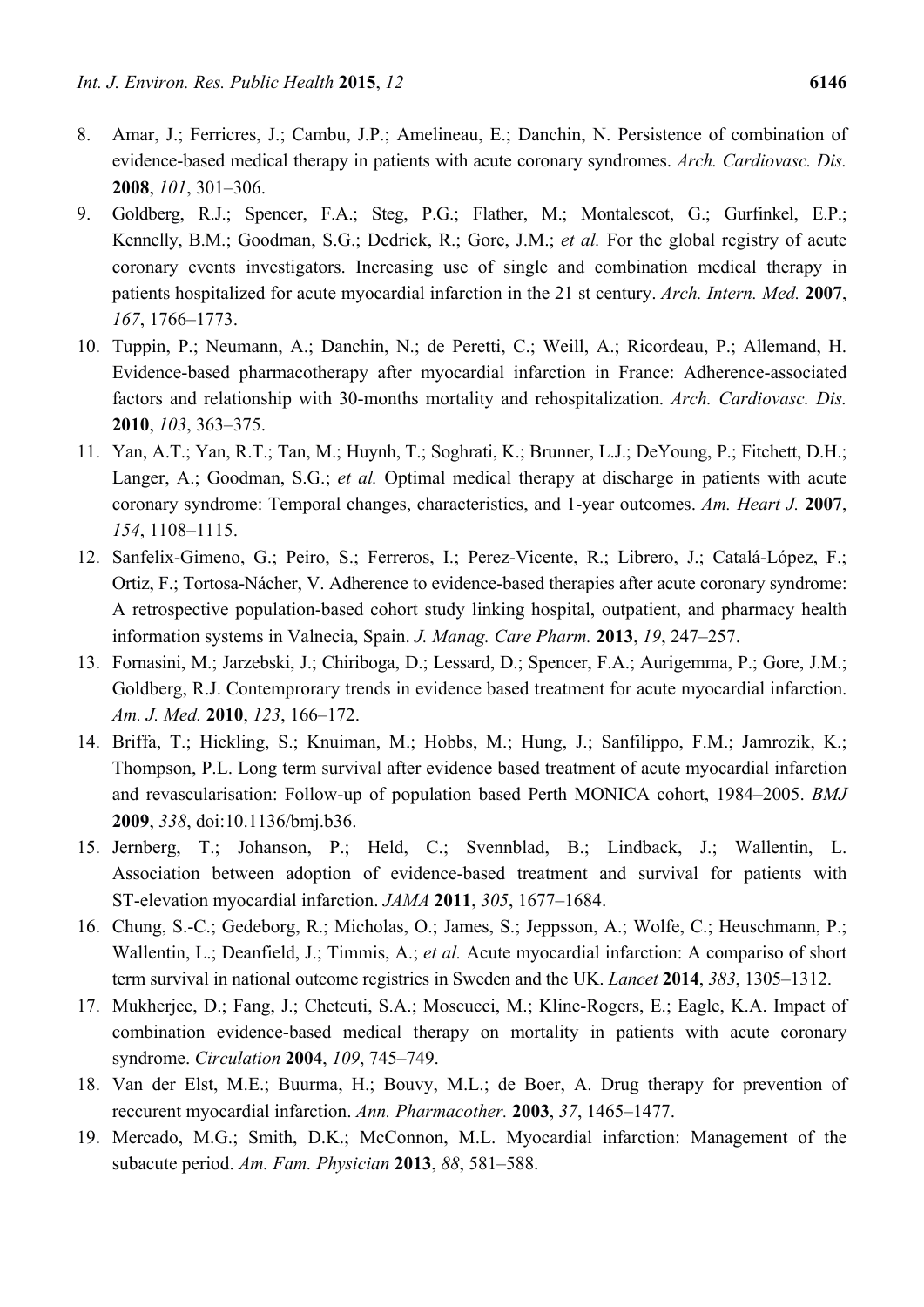8. Amar, J.; Ferricres, J.; Cambu, J.P.; Amelineau, E.; Danchin, N. Persistence of combination of evidence-based medical therapy in patients with acute coronary syndromes. *Arch. Cardiovasc. Dis.* **2008**, *101*, 301–306.
9. Goldberg, R.J.; Spencer, F.A.; Steg, P.G.; Flather, M.; Montalescot, G.; Gurfinkel, E.P.; Kennelly, B.M.; Goodman, S.G.; Dedrick, R.; Gore, J.M.; *et al.* For the global registry of acute coronary events investigators. Increasing use of single and combination medical therapy in patients hospitalized for acute myocardial infarction in the 21 st century. *Arch. Intern. Med.* **2007**, *167*, 1766–1773.
10. Tuppin, P.; Neumann, A.; Danchin, N.; de Peretti, C.; Weill, A.; Ricordeau, P.; Allemand, H. Evidence-based pharmacotherapy after myocardial infarction in France: Adherence-associated factors and relationship with 30-months mortality and rehospitalization. *Arch. Cardiovasc. Dis.* **2010**, *103*, 363–375.
11. Yan, A.T.; Yan, R.T.; Tan, M.; Huynh, T.; Soghrati, K.; Brunner, L.J.; DeYoung, P.; Fitchett, D.H.; Langer, A.; Goodman, S.G.; *et al.* Optimal medical therapy at discharge in patients with acute coronary syndrome: Temporal changes, characteristics, and 1-year outcomes. *Am. Heart J.* **2007**, *154*, 1108–1115.
12. Sanfelix-Gimeno, G.; Peiro, S.; Ferreros, I.; Perez-Vicente, R.; Librero, J.; Catalá-López, F.; Ortiz, F.; Tortosa-Nácher, V. Adherence to evidence-based therapies after acute coronary syndrome: A retrospective population-based cohort study linking hospital, outpatient, and pharmacy health information systems in Valnecia, Spain. *J. Manag. Care Pharm.* **2013**, *19*, 247–257.
13. Fornasini, M.; Jarzebski, J.; Chiriboga, D.; Lessard, D.; Spencer, F.A.; Aurigemma, P.; Gore, J.M.; Goldberg, R.J. Contemprorary trends in evidence based treatment for acute myocardial infarction. *Am. J. Med.* **2010**, *123*, 166–172.
14. Briffa, T.; Hickling, S.; Knuiman, M.; Hobbs, M.; Hung, J.; Sanfilippo, F.M.; Jamrozik, K.; Thompson, P.L. Long term survival after evidence based treatment of acute myocardial infarction and revascularisation: Follow-up of population based Perth MONICA cohort, 1984–2005. *BMJ* **2009**, *338*, doi:10.1136/bmj.b36.
15. Jernberg, T.; Johanson, P.; Held, C.; Svennblad, B.; Lindback, J.; Wallentin, L. Association between adoption of evidence-based treatment and survival for patients with ST-elevation myocardial infarction. *JAMA* **2011**, *305*, 1677–1684.
16. Chung, S.-C.; Gedeborg, R.; Micholas, O.; James, S.; Jeppsson, A.; Wolfe, C.; Heuschmann, P.; Wallentin, L.; Deanfield, J.; Timmis, A.; *et al.* Acute myocardial infarction: A compariso of short term survival in national outcome registries in Sweden and the UK. *Lancet* **2014**, *383*, 1305–1312.
17. Mukherjee, D.; Fang, J.; Chetcuti, S.A.; Moscucci, M.; Kline-Rogers, E.; Eagle, K.A. Impact of combination evidence-based medical therapy on mortality in patients with acute coronary syndrome. *Circulation* **2004**, *109*, 745–749.
18. Van der Elst, M.E.; Buurma, H.; Bouvy, M.L.; de Boer, A. Drug therapy for prevention of reccurent myocardial infarction. *Ann. Pharmacother.* **2003**, *37*, 1465–1477.
19. Mercado, M.G.; Smith, D.K.; McConnon, M.L. Myocardial infarction: Management of the subacute period. *Am. Fam. Physician* **2013**, *88*, 581–588.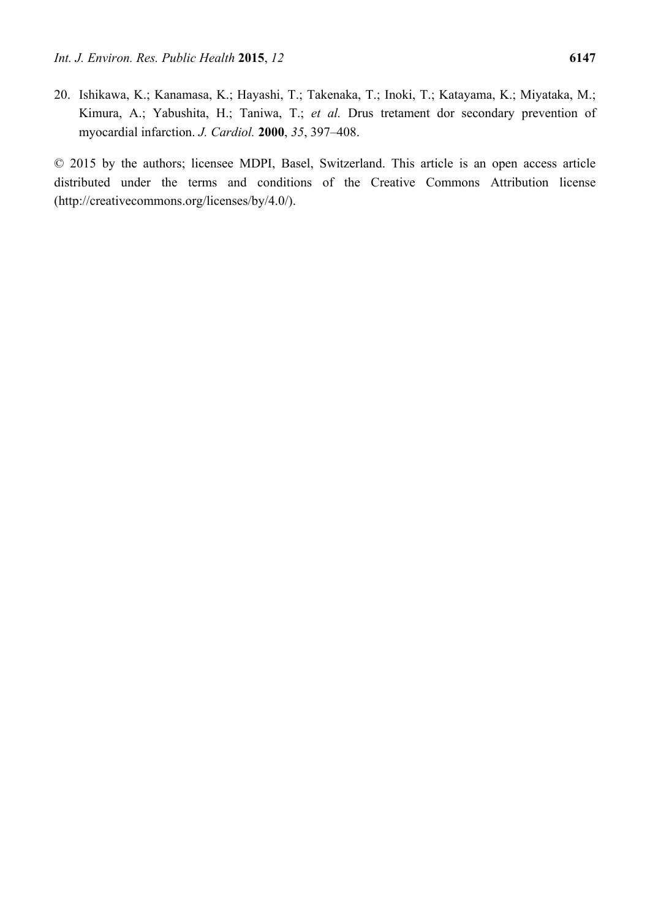20. Ishikawa, K.; Kanamasa, K.; Hayashi, T.; Takenaka, T.; Inoki, T.; Katayama, K.; Miyataka, M.; Kimura, A.; Yabushita, H.; Taniwa, T.; *et al.* Drus tretament dor secondary prevention of myocardial infarction. *J. Cardiol.* **2000**, *35*, 397–408.

© 2015 by the authors; licensee MDPI, Basel, Switzerland. This article is an open access article distributed under the terms and conditions of the Creative Commons Attribution license (http://creativecommons.org/licenses/by/4.0/).